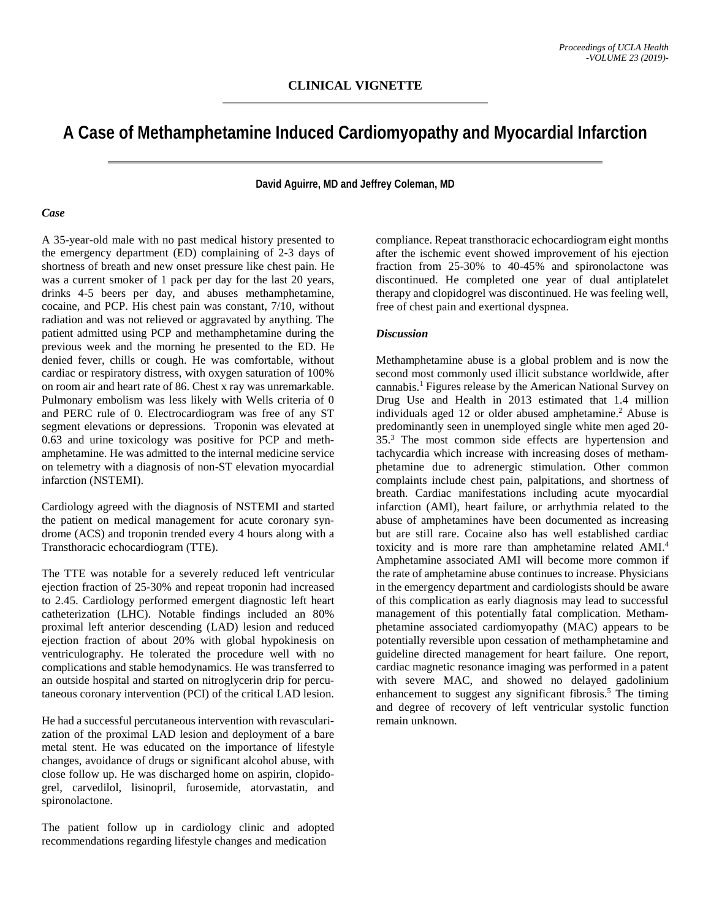**CLINICAL VIGNETTE**

# A Case of Methamphetamine Induced Cardiomyopathy and Myocardial Infarction

**David Aguirre, MD and Jeffrey Coleman, MD**

### *Case*

A 35-year-old male with no past medical history presented to the emergency department (ED) complaining of 2-3 days of shortness of breath and new onset pressure like chest pain. He was a current smoker of 1 pack per day for the last 20 years, drinks 4-5 beers per day, and abuses methamphetamine, cocaine, and PCP. His chest pain was constant, 7/10, without radiation and was not relieved or aggravated by anything. The patient admitted using PCP and methamphetamine during the previous week and the morning he presented to the ED. He denied fever, chills or cough. He was comfortable, without cardiac or respiratory distress, with oxygen saturation of 100% on room air and heart rate of 86. Chest x ray was unremarkable. Pulmonary embolism was less likely with Wells criteria of 0 and PERC rule of 0. Electrocardiogram was free of any ST segment elevations or depressions. Troponin was elevated at 0.63 and urine toxicology was positive for PCP and methamphetamine. He was admitted to the internal medicine service on telemetry with a diagnosis of non-ST elevation myocardial infarction (NSTEMI).

Cardiology agreed with the diagnosis of NSTEMI and started the patient on medical management for acute coronary syndrome (ACS) and troponin trended every 4 hours along with a Transthoracic echocardiogram (TTE).

The TTE was notable for a severely reduced left ventricular ejection fraction of 25-30% and repeat troponin had increased to 2.45. Cardiology performed emergent diagnostic left heart catheterization (LHC). Notable findings included an 80% proximal left anterior descending (LAD) lesion and reduced ejection fraction of about 20% with global hypokinesis on ventriculography. He tolerated the procedure well with no complications and stable hemodynamics. He was transferred to an outside hospital and started on nitroglycerin drip for percutaneous coronary intervention (PCI) of the critical LAD lesion.

He had a successful percutaneous intervention with revascularization of the proximal LAD lesion and deployment of a bare metal stent. He was educated on the importance of lifestyle changes, avoidance of drugs or significant alcohol abuse, with close follow up. He was discharged home on aspirin, clopidogrel, carvedilol, lisinopril, furosemide, atorvastatin, and spironolactone.

The patient follow up in cardiology clinic and adopted recommendations regarding lifestyle changes and medication compliance. Repeat transthoracic echocardiogram eight months after the ischemic event showed improvement of his ejection fraction from 25-30% to 40-45% and spironolactone was discontinued. He completed one year of dual antiplatelet therapy and clopidogrel was discontinued. He was feeling well, free of chest pain and exertional dyspnea.

### *Discussion*

Methamphetamine abuse is a global problem and is now the second most commonly used illicit substance worldwide, after cannabis.[1] Figures release by the American National Survey on Drug Use and Health in 2013 estimated that 1.4 million individuals aged 12 or older abused amphetamine.[2] Abuse is predominantly seen in unemployed single white men aged 20-35.[3] The most common side effects are hypertension and tachycardia which increase with increasing doses of methamphetamine due to adrenergic stimulation. Other common complaints include chest pain, palpitations, and shortness of breath. Cardiac manifestations including acute myocardial infarction (AMI), heart failure, or arrhythmia related to the abuse of amphetamines have been documented as increasing but are still rare. Cocaine also has well established cardiac toxicity and is more rare than amphetamine related AMI.[4] Amphetamine associated AMI will become more common if the rate of amphetamine abuse continues to increase. Physicians in the emergency department and cardiologists should be aware of this complication as early diagnosis may lead to successful management of this potentially fatal complication. Methamphetamine associated cardiomyopathy (MAC) appears to be potentially reversible upon cessation of methamphetamine and guideline directed management for heart failure. One report, cardiac magnetic resonance imaging was performed in a patent with severe MAC, and showed no delayed gadolinium enhancement to suggest any significant fibrosis.[5] The timing and degree of recovery of left ventricular systolic function remain unknown.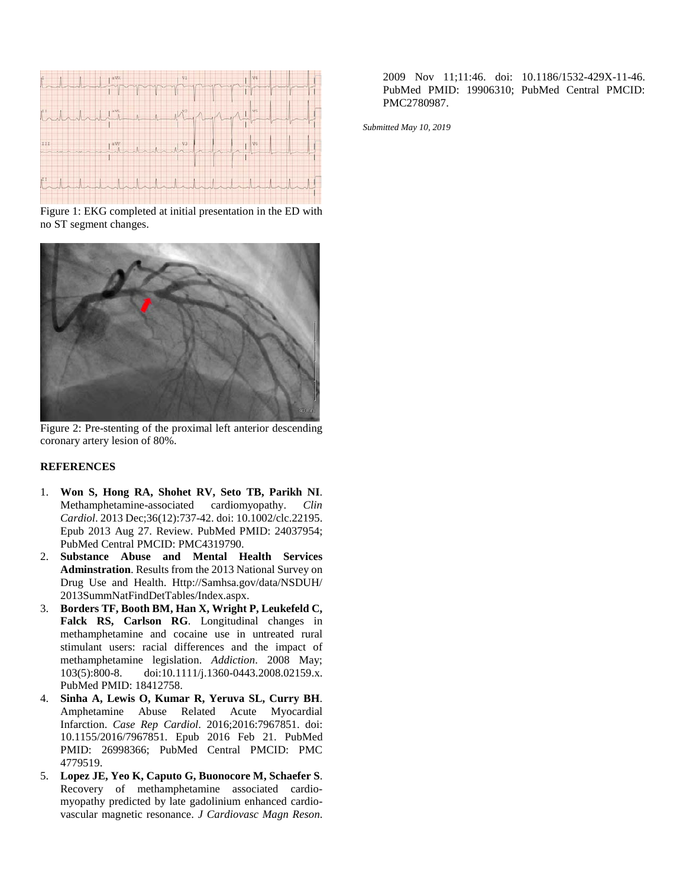Figure 1: EKG completed at initial presentation in the ED with no ST segment changes.

Figure 2: Pre-stenting of the proximal left anterior descending coronary artery lesion of 80%.

## REFERENCES

1. **Won S, Hong RA, Shohet RV, Seto TB, Parikh NI**. Methamphetamine-associated cardiomyopathy. *Clin Cardiol*. 2013 Dec;36(12):737-42. doi: 10.1002/clc.22195. Epub 2013 Aug 27. Review. PubMed PMID: 24037954; PubMed Central PMCID: PMC4319790.
2. **Substance Abuse and Mental Health Services Adminstration**. Results from the 2013 National Survey on Drug Use and Health. Http://Samhsa.gov/data/NSDUH/2013SummNatFindDetTables/Index.aspx.
3. **Borders TF, Booth BM, Han X, Wright P, Leukefeld C, Falck RS, Carlson RG**. Longitudinal changes in methamphetamine and cocaine use in untreated rural stimulant users: racial differences and the impact of methamphetamine legislation. *Addiction*. 2008 May; 103(5):800-8. doi:10.1111/j.1360-0443.2008.02159.x. PubMed PMID: 18412758.
4. **Sinha A, Lewis O, Kumar R, Yeruva SL, Curry BH**. Amphetamine Abuse Related Acute Myocardial Infarction. *Case Rep Cardiol*. 2016;2016:7967851. doi: 10.1155/2016/7967851. Epub 2016 Feb 21. PubMed PMID: 26998366; PubMed Central PMCID: PMC 4779519.
5. **Lopez JE, Yeo K, Caputo G, Buonocore M, Schaefer S**. Recovery of methamphetamine associated cardiomyopathy predicted by late gadolinium enhanced cardiovascular magnetic resonance. *J Cardiovasc Magn Reson*. 2009 Nov 11;11:46. doi: 10.1186/1532-429X-11-46. PubMed PMID: 19906310; PubMed Central PMCID: PMC2780987.

*Submitted May 10, 2019*